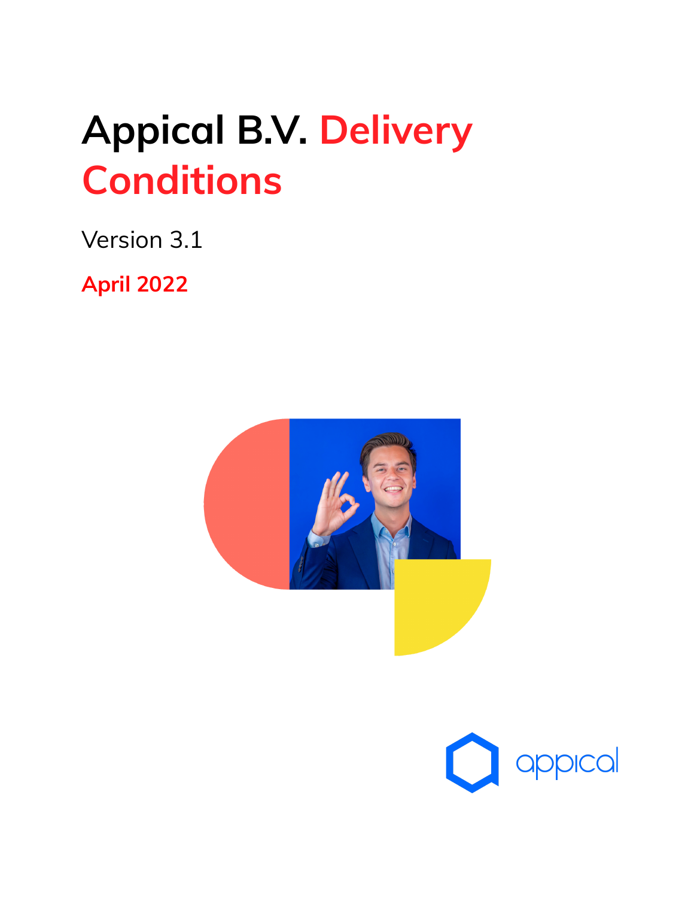# Appical B.V. Delivery Conditions

Version 3.1

**April 2022**

appical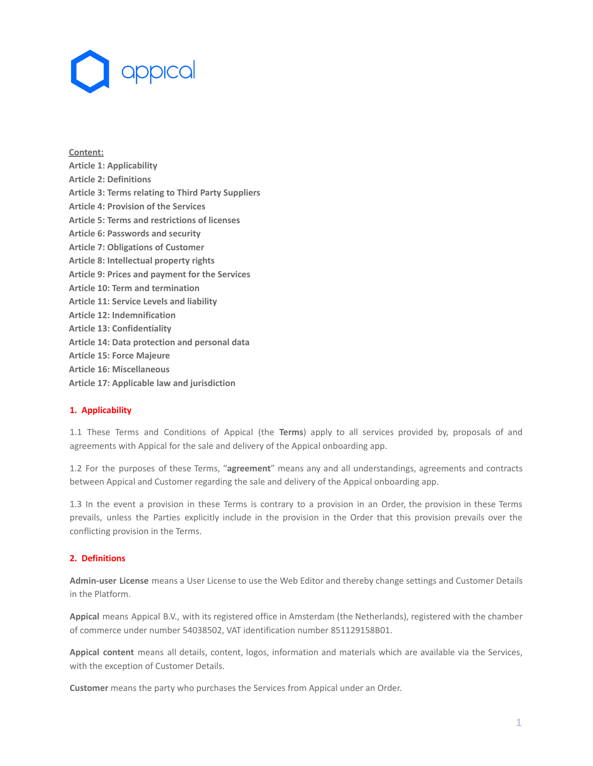**Content:**

**Article 1: Applicability**
**Article 2: Definitions**
**Article 3: Terms relating to Third Party Suppliers**
**Article 4: Provision of the Services**
**Article 5: Terms and restrictions of licenses**
**Article 6: Passwords and security**
**Article 7: Obligations of Customer**
**Article 8: Intellectual property rights**
**Article 9: Prices and payment for the Services**
**Article 10: Term and termination**
**Article 11: Service Levels and liability**
**Article 12: Indemnification**
**Article 13: Confidentiality**
**Article 14: Data protection and personal data**
**Article 15: Force Majeure**
**Article 16: Miscellaneous**
**Article 17: Applicable law and jurisdiction**

## 1. Applicability

1.1 These Terms and Conditions of Appical (the **Terms**) apply to all services provided by, proposals of and agreements with Appical for the sale and delivery of the Appical onboarding app.

1.2 For the purposes of these Terms, "**agreement**" means any and all understandings, agreements and contracts between Appical and Customer regarding the sale and delivery of the Appical onboarding app.

1.3 In the event a provision in these Terms is contrary to a provision in an Order, the provision in these Terms prevails, unless the Parties explicitly include in the provision in the Order that this provision prevails over the conflicting provision in the Terms.

## 2. Definitions

**Admin-user License** means a User License to use the Web Editor and thereby change settings and Customer Details in the Platform.

**Appical** means Appical B.V., with its registered office in Amsterdam (the Netherlands), registered with the chamber of commerce under number 54038502, VAT identification number 851129158B01.

**Appical content** means all details, content, logos, information and materials which are available via the Services, with the exception of Customer Details.

**Customer** means the party who purchases the Services from Appical under an Order.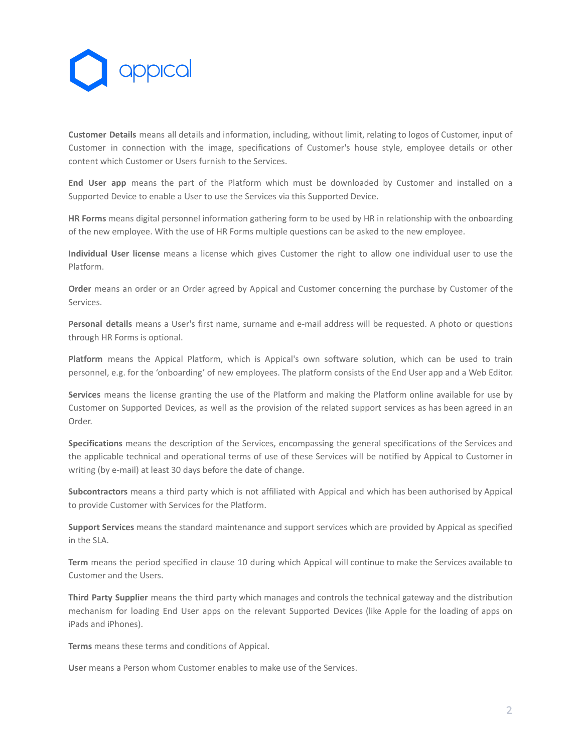**Customer Details** means all details and information, including, without limit, relating to logos of Customer, input of Customer in connection with the image, specifications of Customer's house style, employee details or other content which Customer or Users furnish to the Services.

**End User app** means the part of the Platform which must be downloaded by Customer and installed on a Supported Device to enable a User to use the Services via this Supported Device.

**HR Forms** means digital personnel information gathering form to be used by HR in relationship with the onboarding of the new employee. With the use of HR Forms multiple questions can be asked to the new employee.

**Individual User license** means a license which gives Customer the right to allow one individual user to use the Platform.

**Order** means an order or an Order agreed by Appical and Customer concerning the purchase by Customer of the Services.

**Personal details** means a User's first name, surname and e-mail address will be requested. A photo or questions through HR Forms is optional.

**Platform** means the Appical Platform, which is Appical's own software solution, which can be used to train personnel, e.g. for the 'onboarding' of new employees. The platform consists of the End User app and a Web Editor.

**Services** means the license granting the use of the Platform and making the Platform online available for use by Customer on Supported Devices, as well as the provision of the related support services as has been agreed in an Order.

**Specifications** means the description of the Services, encompassing the general specifications of the Services and the applicable technical and operational terms of use of these Services will be notified by Appical to Customer in writing (by e-mail) at least 30 days before the date of change.

**Subcontractors** means a third party which is not affiliated with Appical and which has been authorised by Appical to provide Customer with Services for the Platform.

**Support Services** means the standard maintenance and support services which are provided by Appical as specified in the SLA.

**Term** means the period specified in clause 10 during which Appical will continue to make the Services available to Customer and the Users.

**Third Party Supplier** means the third party which manages and controls the technical gateway and the distribution mechanism for loading End User apps on the relevant Supported Devices (like Apple for the loading of apps on iPads and iPhones).

**Terms** means these terms and conditions of Appical.

**User** means a Person whom Customer enables to make use of the Services.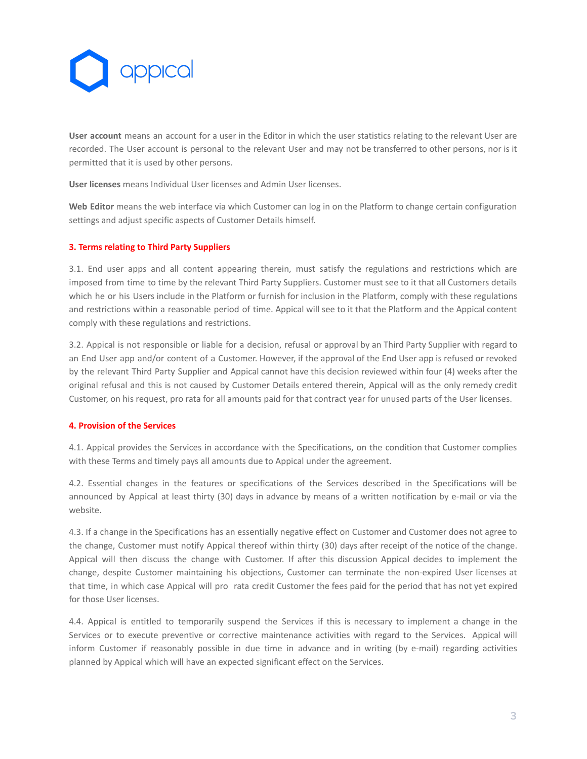**User account** means an account for a user in the Editor in which the user statistics relating to the relevant User are recorded. The User account is personal to the relevant User and may not be transferred to other persons, nor is it permitted that it is used by other persons.

**User licenses** means Individual User licenses and Admin User licenses.

**Web Editor** means the web interface via which Customer can log in on the Platform to change certain configuration settings and adjust specific aspects of Customer Details himself.

## 3. Terms relating to Third Party Suppliers

3.1. End user apps and all content appearing therein, must satisfy the regulations and restrictions which are imposed from time to time by the relevant Third Party Suppliers. Customer must see to it that all Customers details which he or his Users include in the Platform or furnish for inclusion in the Platform, comply with these regulations and restrictions within a reasonable period of time. Appical will see to it that the Platform and the Appical content comply with these regulations and restrictions.

3.2. Appical is not responsible or liable for a decision, refusal or approval by an Third Party Supplier with regard to an End User app and/or content of a Customer. However, if the approval of the End User app is refused or revoked by the relevant Third Party Supplier and Appical cannot have this decision reviewed within four (4) weeks after the original refusal and this is not caused by Customer Details entered therein, Appical will as the only remedy credit Customer, on his request, pro rata for all amounts paid for that contract year for unused parts of the User licenses.

## 4. Provision of the Services

4.1. Appical provides the Services in accordance with the Specifications, on the condition that Customer complies with these Terms and timely pays all amounts due to Appical under the agreement.

4.2. Essential changes in the features or specifications of the Services described in the Specifications will be announced by Appical at least thirty (30) days in advance by means of a written notification by e-mail or via the website.

4.3. If a change in the Specifications has an essentially negative effect on Customer and Customer does not agree to the change, Customer must notify Appical thereof within thirty (30) days after receipt of the notice of the change. Appical will then discuss the change with Customer. If after this discussion Appical decides to implement the change, despite Customer maintaining his objections, Customer can terminate the non-expired User licenses at that time, in which case Appical will pro rata credit Customer the fees paid for the period that has not yet expired for those User licenses.

4.4. Appical is entitled to temporarily suspend the Services if this is necessary to implement a change in the Services or to execute preventive or corrective maintenance activities with regard to the Services. Appical will inform Customer if reasonably possible in due time in advance and in writing (by e-mail) regarding activities planned by Appical which will have an expected significant effect on the Services.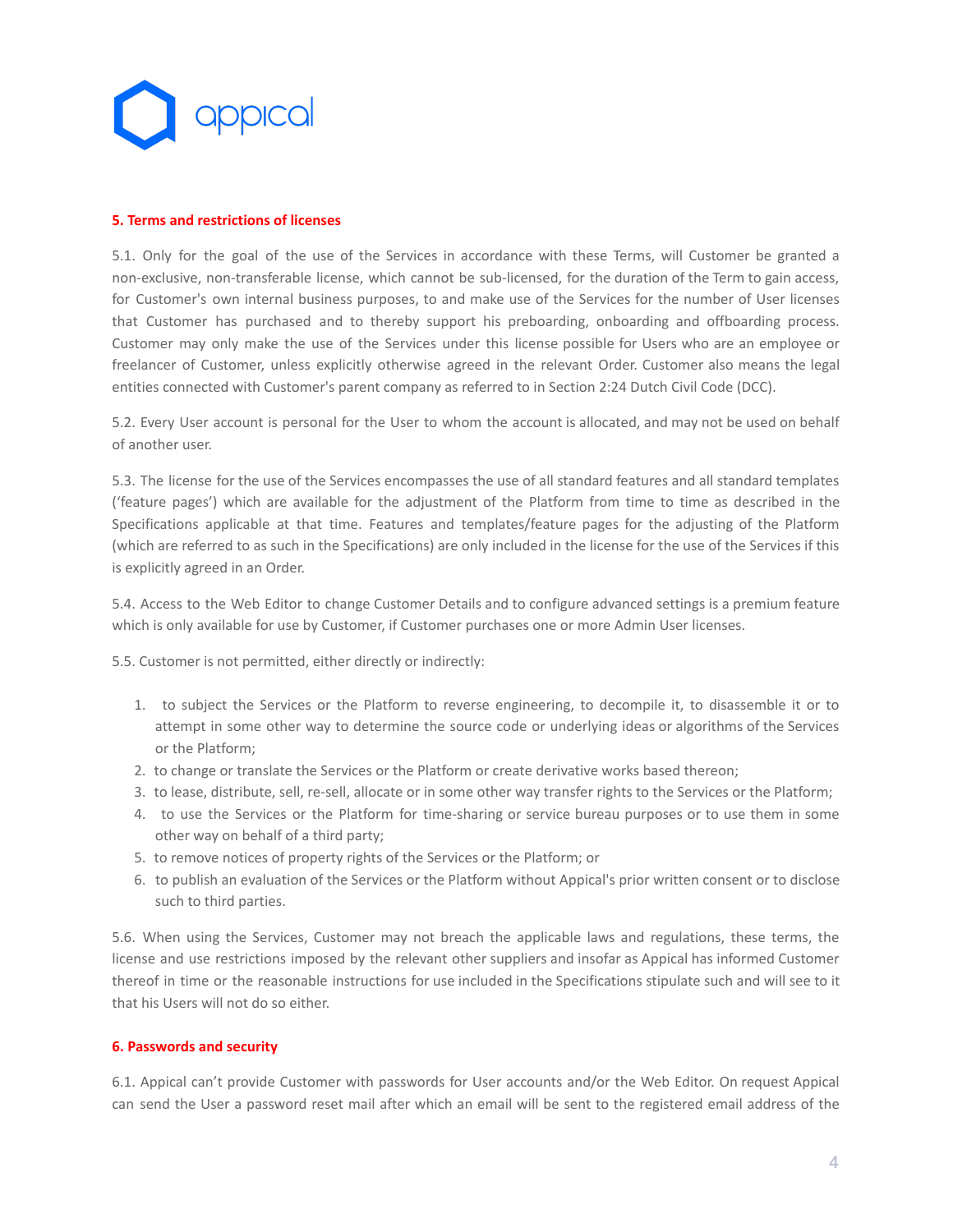## 5. Terms and restrictions of licenses

5.1. Only for the goal of the use of the Services in accordance with these Terms, will Customer be granted a non-exclusive, non-transferable license, which cannot be sub-licensed, for the duration of the Term to gain access, for Customer's own internal business purposes, to and make use of the Services for the number of User licenses that Customer has purchased and to thereby support his preboarding, onboarding and offboarding process. Customer may only make the use of the Services under this license possible for Users who are an employee or freelancer of Customer, unless explicitly otherwise agreed in the relevant Order. Customer also means the legal entities connected with Customer's parent company as referred to in Section 2:24 Dutch Civil Code (DCC).

5.2. Every User account is personal for the User to whom the account is allocated, and may not be used on behalf of another user.

5.3. The license for the use of the Services encompasses the use of all standard features and all standard templates (‘feature pages’) which are available for the adjustment of the Platform from time to time as described in the Specifications applicable at that time. Features and templates/feature pages for the adjusting of the Platform (which are referred to as such in the Specifications) are only included in the license for the use of the Services if this is explicitly agreed in an Order.

5.4. Access to the Web Editor to change Customer Details and to configure advanced settings is a premium feature which is only available for use by Customer, if Customer purchases one or more Admin User licenses.

5.5. Customer is not permitted, either directly or indirectly:

1. to subject the Services or the Platform to reverse engineering, to decompile it, to disassemble it or to attempt in some other way to determine the source code or underlying ideas or algorithms of the Services or the Platform;
2. to change or translate the Services or the Platform or create derivative works based thereon;
3. to lease, distribute, sell, re-sell, allocate or in some other way transfer rights to the Services or the Platform;
4. to use the Services or the Platform for time-sharing or service bureau purposes or to use them in some other way on behalf of a third party;
5. to remove notices of property rights of the Services or the Platform; or
6. to publish an evaluation of the Services or the Platform without Appical's prior written consent or to disclose such to third parties.

5.6. When using the Services, Customer may not breach the applicable laws and regulations, these terms, the license and use restrictions imposed by the relevant other suppliers and insofar as Appical has informed Customer thereof in time or the reasonable instructions for use included in the Specifications stipulate such and will see to it that his Users will not do so either.

## 6. Passwords and security

6.1. Appical can’t provide Customer with passwords for User accounts and/or the Web Editor. On request Appical can send the User a password reset mail after which an email will be sent to the registered email address of the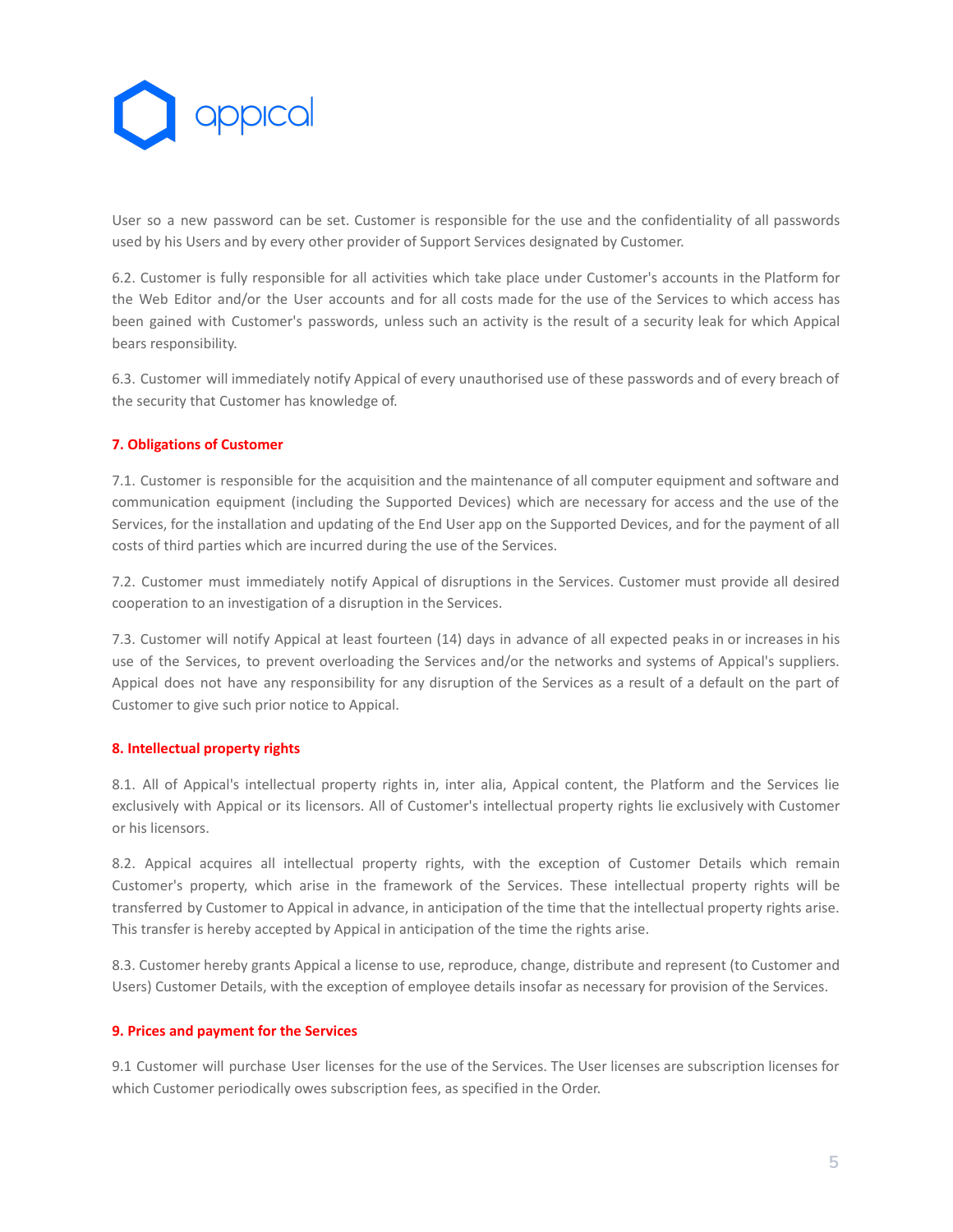User so a new password can be set. Customer is responsible for the use and the confidentiality of all passwords used by his Users and by every other provider of Support Services designated by Customer.

6.2. Customer is fully responsible for all activities which take place under Customer's accounts in the Platform for the Web Editor and/or the User accounts and for all costs made for the use of the Services to which access has been gained with Customer's passwords, unless such an activity is the result of a security leak for which Appical bears responsibility.

6.3. Customer will immediately notify Appical of every unauthorised use of these passwords and of every breach of the security that Customer has knowledge of.

## 7. Obligations of Customer

7.1. Customer is responsible for the acquisition and the maintenance of all computer equipment and software and communication equipment (including the Supported Devices) which are necessary for access and the use of the Services, for the installation and updating of the End User app on the Supported Devices, and for the payment of all costs of third parties which are incurred during the use of the Services.

7.2. Customer must immediately notify Appical of disruptions in the Services. Customer must provide all desired cooperation to an investigation of a disruption in the Services.

7.3. Customer will notify Appical at least fourteen (14) days in advance of all expected peaks in or increases in his use of the Services, to prevent overloading the Services and/or the networks and systems of Appical's suppliers. Appical does not have any responsibility for any disruption of the Services as a result of a default on the part of Customer to give such prior notice to Appical.

## 8. Intellectual property rights

8.1. All of Appical's intellectual property rights in, inter alia, Appical content, the Platform and the Services lie exclusively with Appical or its licensors. All of Customer's intellectual property rights lie exclusively with Customer or his licensors.

8.2. Appical acquires all intellectual property rights, with the exception of Customer Details which remain Customer's property, which arise in the framework of the Services. These intellectual property rights will be transferred by Customer to Appical in advance, in anticipation of the time that the intellectual property rights arise. This transfer is hereby accepted by Appical in anticipation of the time the rights arise.

8.3. Customer hereby grants Appical a license to use, reproduce, change, distribute and represent (to Customer and Users) Customer Details, with the exception of employee details insofar as necessary for provision of the Services.

## 9. Prices and payment for the Services

9.1 Customer will purchase User licenses for the use of the Services. The User licenses are subscription licenses for which Customer periodically owes subscription fees, as specified in the Order.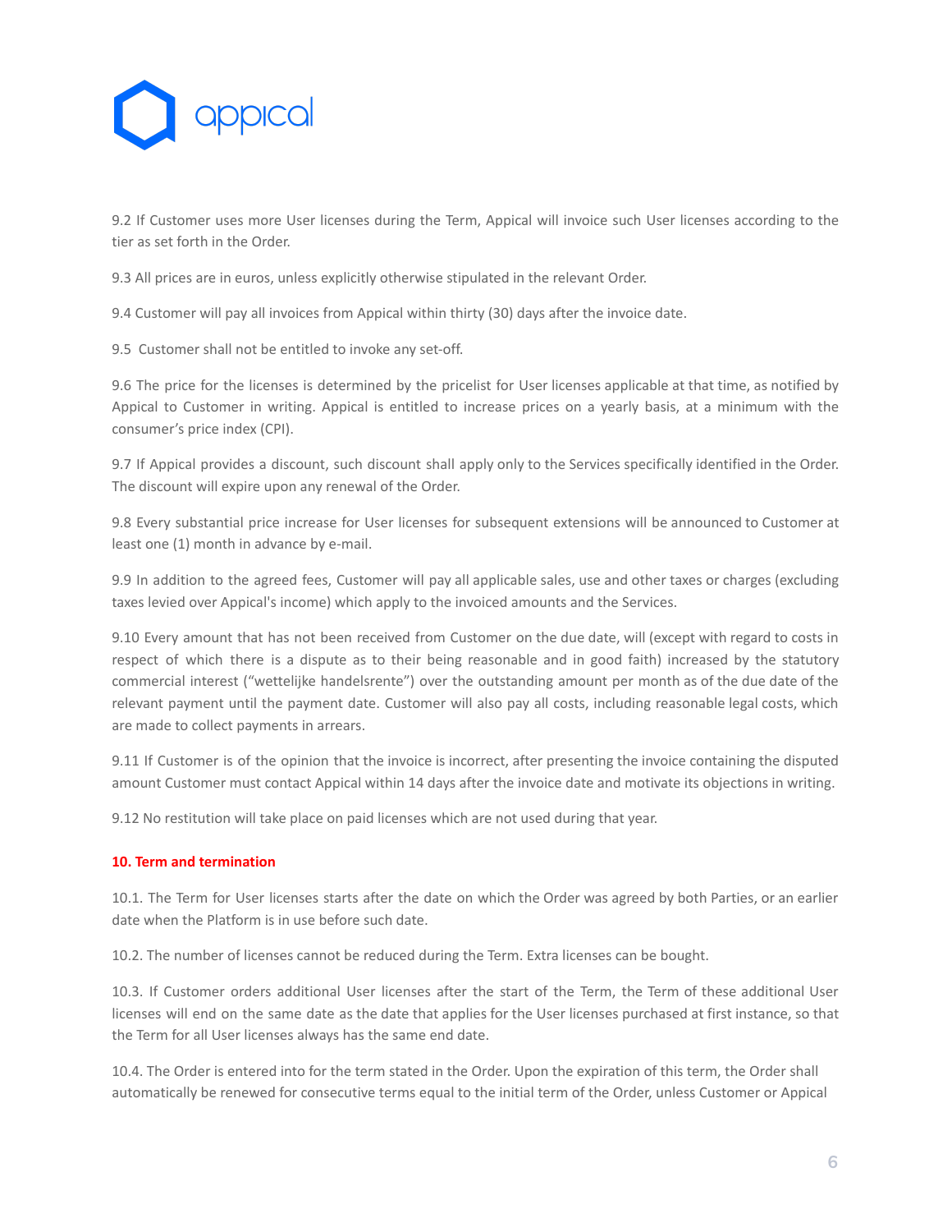9.2 If Customer uses more User licenses during the Term, Appical will invoice such User licenses according to the tier as set forth in the Order.

9.3 All prices are in euros, unless explicitly otherwise stipulated in the relevant Order.

9.4 Customer will pay all invoices from Appical within thirty (30) days after the invoice date.

9.5 Customer shall not be entitled to invoke any set-off.

9.6 The price for the licenses is determined by the pricelist for User licenses applicable at that time, as notified by Appical to Customer in writing. Appical is entitled to increase prices on a yearly basis, at a minimum with the consumer's price index (CPI).

9.7 If Appical provides a discount, such discount shall apply only to the Services specifically identified in the Order. The discount will expire upon any renewal of the Order.

9.8 Every substantial price increase for User licenses for subsequent extensions will be announced to Customer at least one (1) month in advance by e-mail.

9.9 In addition to the agreed fees, Customer will pay all applicable sales, use and other taxes or charges (excluding taxes levied over Appical's income) which apply to the invoiced amounts and the Services.

9.10 Every amount that has not been received from Customer on the due date, will (except with regard to costs in respect of which there is a dispute as to their being reasonable and in good faith) increased by the statutory commercial interest ("wettelijke handelsrente") over the outstanding amount per month as of the due date of the relevant payment until the payment date. Customer will also pay all costs, including reasonable legal costs, which are made to collect payments in arrears.

9.11 If Customer is of the opinion that the invoice is incorrect, after presenting the invoice containing the disputed amount Customer must contact Appical within 14 days after the invoice date and motivate its objections in writing.

9.12 No restitution will take place on paid licenses which are not used during that year.

## 10. Term and termination

10.1. The Term for User licenses starts after the date on which the Order was agreed by both Parties, or an earlier date when the Platform is in use before such date.

10.2. The number of licenses cannot be reduced during the Term. Extra licenses can be bought.

10.3. If Customer orders additional User licenses after the start of the Term, the Term of these additional User licenses will end on the same date as the date that applies for the User licenses purchased at first instance, so that the Term for all User licenses always has the same end date.

10.4. The Order is entered into for the term stated in the Order. Upon the expiration of this term, the Order shall automatically be renewed for consecutive terms equal to the initial term of the Order, unless Customer or Appical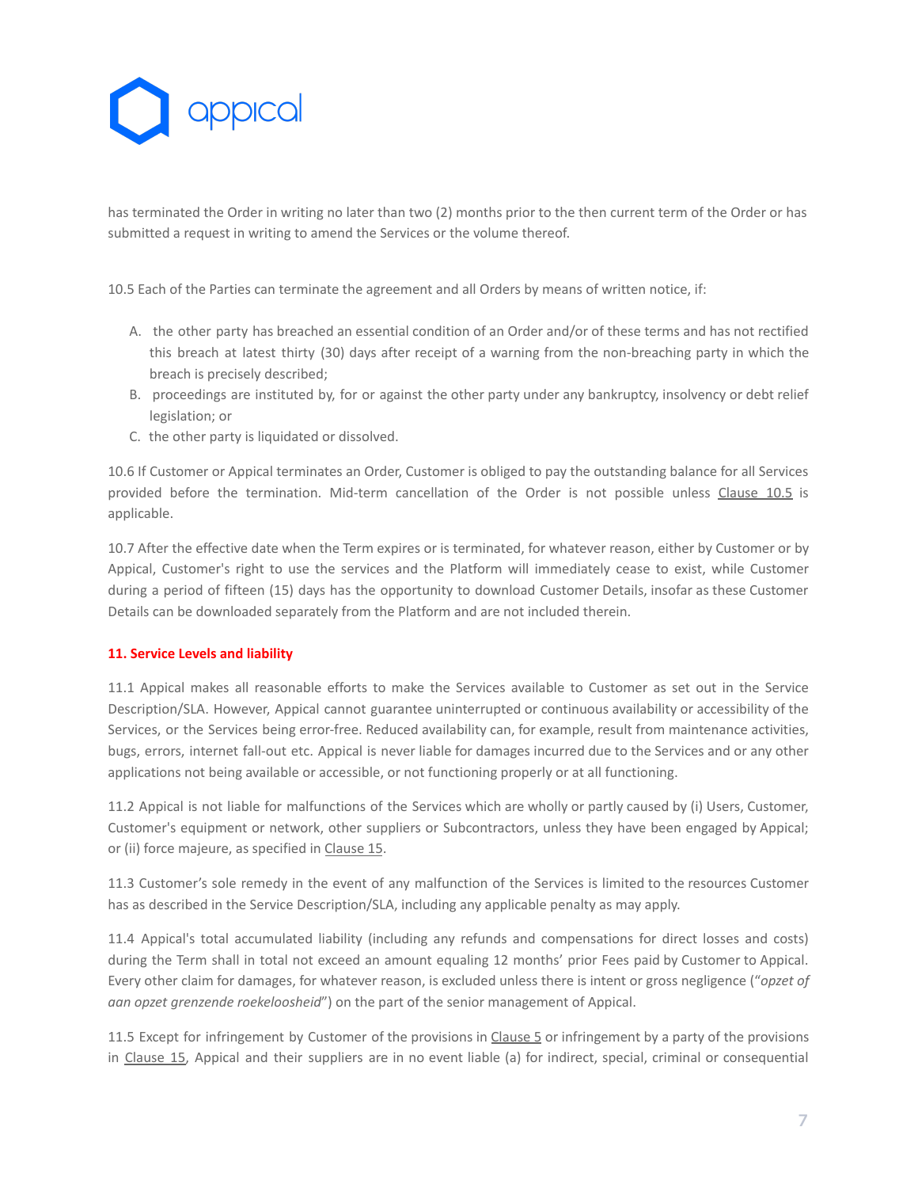has terminated the Order in writing no later than two (2) months prior to the then current term of the Order or has submitted a request in writing to amend the Services or the volume thereof.

10.5 Each of the Parties can terminate the agreement and all Orders by means of written notice, if:

A. the other party has breached an essential condition of an Order and/or of these terms and has not rectified this breach at latest thirty (30) days after receipt of a warning from the non-breaching party in which the breach is precisely described;
B. proceedings are instituted by, for or against the other party under any bankruptcy, insolvency or debt relief legislation; or
C. the other party is liquidated or dissolved.

10.6 If Customer or Appical terminates an Order, Customer is obliged to pay the outstanding balance for all Services provided before the termination. Mid-term cancellation of the Order is not possible unless Clause 10.5 is applicable.

10.7 After the effective date when the Term expires or is terminated, for whatever reason, either by Customer or by Appical, Customer's right to use the services and the Platform will immediately cease to exist, while Customer during a period of fifteen (15) days has the opportunity to download Customer Details, insofar as these Customer Details can be downloaded separately from the Platform and are not included therein.

## 11. Service Levels and liability

11.1 Appical makes all reasonable efforts to make the Services available to Customer as set out in the Service Description/SLA. However, Appical cannot guarantee uninterrupted or continuous availability or accessibility of the Services, or the Services being error-free. Reduced availability can, for example, result from maintenance activities, bugs, errors, internet fall-out etc. Appical is never liable for damages incurred due to the Services and or any other applications not being available or accessible, or not functioning properly or at all functioning.

11.2 Appical is not liable for malfunctions of the Services which are wholly or partly caused by (i) Users, Customer, Customer's equipment or network, other suppliers or Subcontractors, unless they have been engaged by Appical; or (ii) force majeure, as specified in Clause 15.

11.3 Customer's sole remedy in the event of any malfunction of the Services is limited to the resources Customer has as described in the Service Description/SLA, including any applicable penalty as may apply.

11.4 Appical's total accumulated liability (including any refunds and compensations for direct losses and costs) during the Term shall in total not exceed an amount equaling 12 months' prior Fees paid by Customer to Appical. Every other claim for damages, for whatever reason, is excluded unless there is intent or gross negligence ("*opzet of aan opzet grenzende roekeloosheid*") on the part of the senior management of Appical.

11.5 Except for infringement by Customer of the provisions in Clause 5 or infringement by a party of the provisions in Clause 15, Appical and their suppliers are in no event liable (a) for indirect, special, criminal or consequential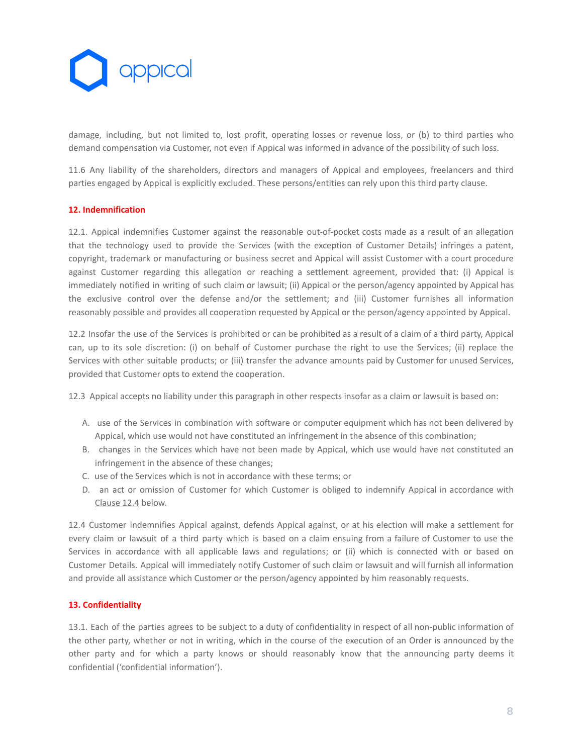damage, including, but not limited to, lost profit, operating losses or revenue loss, or (b) to third parties who demand compensation via Customer, not even if Appical was informed in advance of the possibility of such loss.

11.6 Any liability of the shareholders, directors and managers of Appical and employees, freelancers and third parties engaged by Appical is explicitly excluded. These persons/entities can rely upon this third party clause.

## 12. Indemnification

12.1. Appical indemnifies Customer against the reasonable out-of-pocket costs made as a result of an allegation that the technology used to provide the Services (with the exception of Customer Details) infringes a patent, copyright, trademark or manufacturing or business secret and Appical will assist Customer with a court procedure against Customer regarding this allegation or reaching a settlement agreement, provided that: (i) Appical is immediately notified in writing of such claim or lawsuit; (ii) Appical or the person/agency appointed by Appical has the exclusive control over the defense and/or the settlement; and (iii) Customer furnishes all information reasonably possible and provides all cooperation requested by Appical or the person/agency appointed by Appical.

12.2 Insofar the use of the Services is prohibited or can be prohibited as a result of a claim of a third party, Appical can, up to its sole discretion: (i) on behalf of Customer purchase the right to use the Services; (ii) replace the Services with other suitable products; or (iii) transfer the advance amounts paid by Customer for unused Services, provided that Customer opts to extend the cooperation.

12.3 Appical accepts no liability under this paragraph in other respects insofar as a claim or lawsuit is based on:

A. use of the Services in combination with software or computer equipment which has not been delivered by Appical, which use would not have constituted an infringement in the absence of this combination;
B. changes in the Services which have not been made by Appical, which use would have not constituted an infringement in the absence of these changes;
C. use of the Services which is not in accordance with these terms; or
D. an act or omission of Customer for which Customer is obliged to indemnify Appical in accordance with Clause 12.4 below.

12.4 Customer indemnifies Appical against, defends Appical against, or at his election will make a settlement for every claim or lawsuit of a third party which is based on a claim ensuing from a failure of Customer to use the Services in accordance with all applicable laws and regulations; or (ii) which is connected with or based on Customer Details. Appical will immediately notify Customer of such claim or lawsuit and will furnish all information and provide all assistance which Customer or the person/agency appointed by him reasonably requests.

## 13. Confidentiality

13.1. Each of the parties agrees to be subject to a duty of confidentiality in respect of all non-public information of the other party, whether or not in writing, which in the course of the execution of an Order is announced by the other party and for which a party knows or should reasonably know that the announcing party deems it confidential ('confidential information').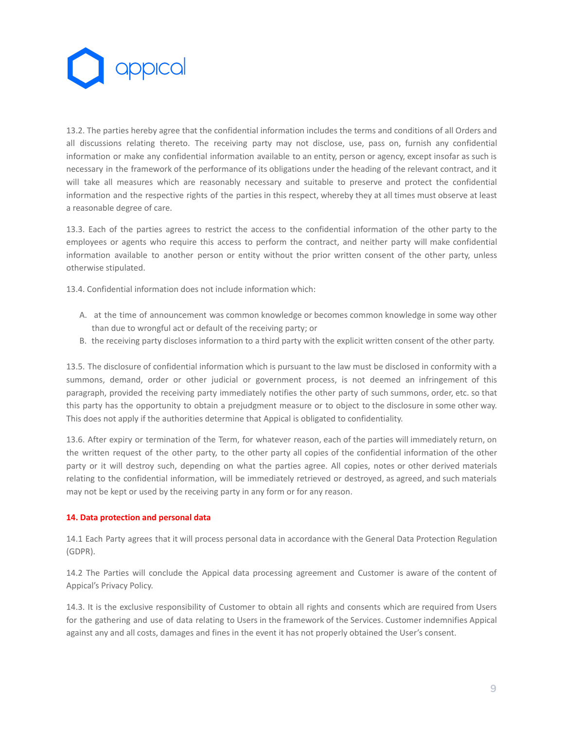13.2. The parties hereby agree that the confidential information includes the terms and conditions of all Orders and all discussions relating thereto. The receiving party may not disclose, use, pass on, furnish any confidential information or make any confidential information available to an entity, person or agency, except insofar as such is necessary in the framework of the performance of its obligations under the heading of the relevant contract, and it will take all measures which are reasonably necessary and suitable to preserve and protect the confidential information and the respective rights of the parties in this respect, whereby they at all times must observe at least a reasonable degree of care.

13.3. Each of the parties agrees to restrict the access to the confidential information of the other party to the employees or agents who require this access to perform the contract, and neither party will make confidential information available to another person or entity without the prior written consent of the other party, unless otherwise stipulated.

13.4. Confidential information does not include information which:

A. at the time of announcement was common knowledge or becomes common knowledge in some way other than due to wrongful act or default of the receiving party; or
B. the receiving party discloses information to a third party with the explicit written consent of the other party.

13.5. The disclosure of confidential information which is pursuant to the law must be disclosed in conformity with a summons, demand, order or other judicial or government process, is not deemed an infringement of this paragraph, provided the receiving party immediately notifies the other party of such summons, order, etc. so that this party has the opportunity to obtain a prejudgment measure or to object to the disclosure in some other way. This does not apply if the authorities determine that Appical is obligated to confidentiality.

13.6. After expiry or termination of the Term, for whatever reason, each of the parties will immediately return, on the written request of the other party, to the other party all copies of the confidential information of the other party or it will destroy such, depending on what the parties agree. All copies, notes or other derived materials relating to the confidential information, will be immediately retrieved or destroyed, as agreed, and such materials may not be kept or used by the receiving party in any form or for any reason.

## 14. Data protection and personal data

14.1 Each Party agrees that it will process personal data in accordance with the General Data Protection Regulation (GDPR).

14.2 The Parties will conclude the Appical data processing agreement and Customer is aware of the content of Appical's Privacy Policy.

14.3. It is the exclusive responsibility of Customer to obtain all rights and consents which are required from Users for the gathering and use of data relating to Users in the framework of the Services. Customer indemnifies Appical against any and all costs, damages and fines in the event it has not properly obtained the User's consent.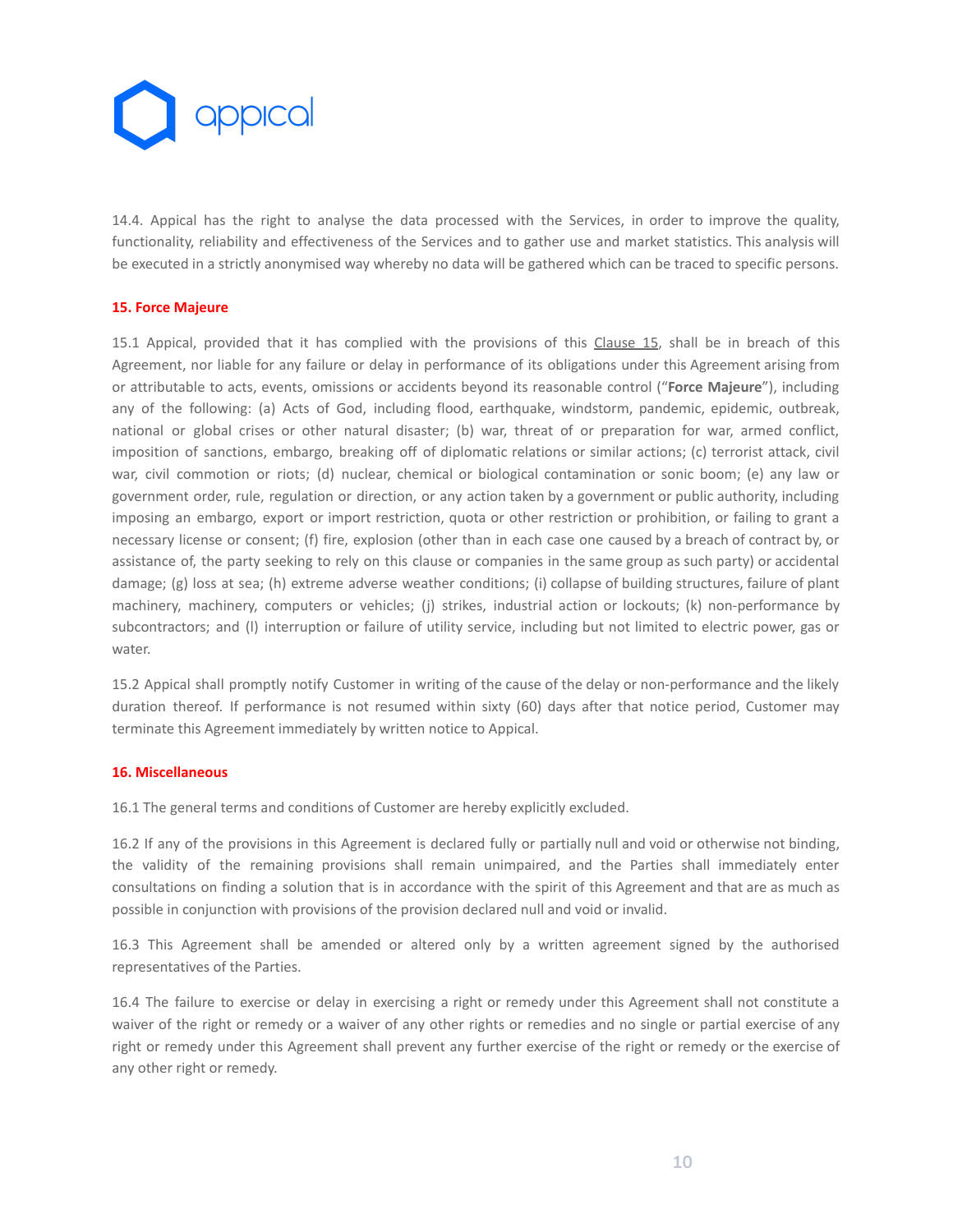14.4. Appical has the right to analyse the data processed with the Services, in order to improve the quality, functionality, reliability and effectiveness of the Services and to gather use and market statistics. This analysis will be executed in a strictly anonymised way whereby no data will be gathered which can be traced to specific persons.

## 15. Force Majeure

15.1 Appical, provided that it has complied with the provisions of this Clause 15, shall be in breach of this Agreement, nor liable for any failure or delay in performance of its obligations under this Agreement arising from or attributable to acts, events, omissions or accidents beyond its reasonable control ("**Force Majeure**"), including any of the following: (a) Acts of God, including flood, earthquake, windstorm, pandemic, epidemic, outbreak, national or global crises or other natural disaster; (b) war, threat of or preparation for war, armed conflict, imposition of sanctions, embargo, breaking off of diplomatic relations or similar actions; (c) terrorist attack, civil war, civil commotion or riots; (d) nuclear, chemical or biological contamination or sonic boom; (e) any law or government order, rule, regulation or direction, or any action taken by a government or public authority, including imposing an embargo, export or import restriction, quota or other restriction or prohibition, or failing to grant a necessary license or consent; (f) fire, explosion (other than in each case one caused by a breach of contract by, or assistance of, the party seeking to rely on this clause or companies in the same group as such party) or accidental damage; (g) loss at sea; (h) extreme adverse weather conditions; (i) collapse of building structures, failure of plant machinery, machinery, computers or vehicles; (j) strikes, industrial action or lockouts; (k) non-performance by subcontractors; and (l) interruption or failure of utility service, including but not limited to electric power, gas or water.

15.2 Appical shall promptly notify Customer in writing of the cause of the delay or non-performance and the likely duration thereof. If performance is not resumed within sixty (60) days after that notice period, Customer may terminate this Agreement immediately by written notice to Appical.

## 16. Miscellaneous

16.1 The general terms and conditions of Customer are hereby explicitly excluded.

16.2 If any of the provisions in this Agreement is declared fully or partially null and void or otherwise not binding, the validity of the remaining provisions shall remain unimpaired, and the Parties shall immediately enter consultations on finding a solution that is in accordance with the spirit of this Agreement and that are as much as possible in conjunction with provisions of the provision declared null and void or invalid.

16.3 This Agreement shall be amended or altered only by a written agreement signed by the authorised representatives of the Parties.

16.4 The failure to exercise or delay in exercising a right or remedy under this Agreement shall not constitute a waiver of the right or remedy or a waiver of any other rights or remedies and no single or partial exercise of any right or remedy under this Agreement shall prevent any further exercise of the right or remedy or the exercise of any other right or remedy.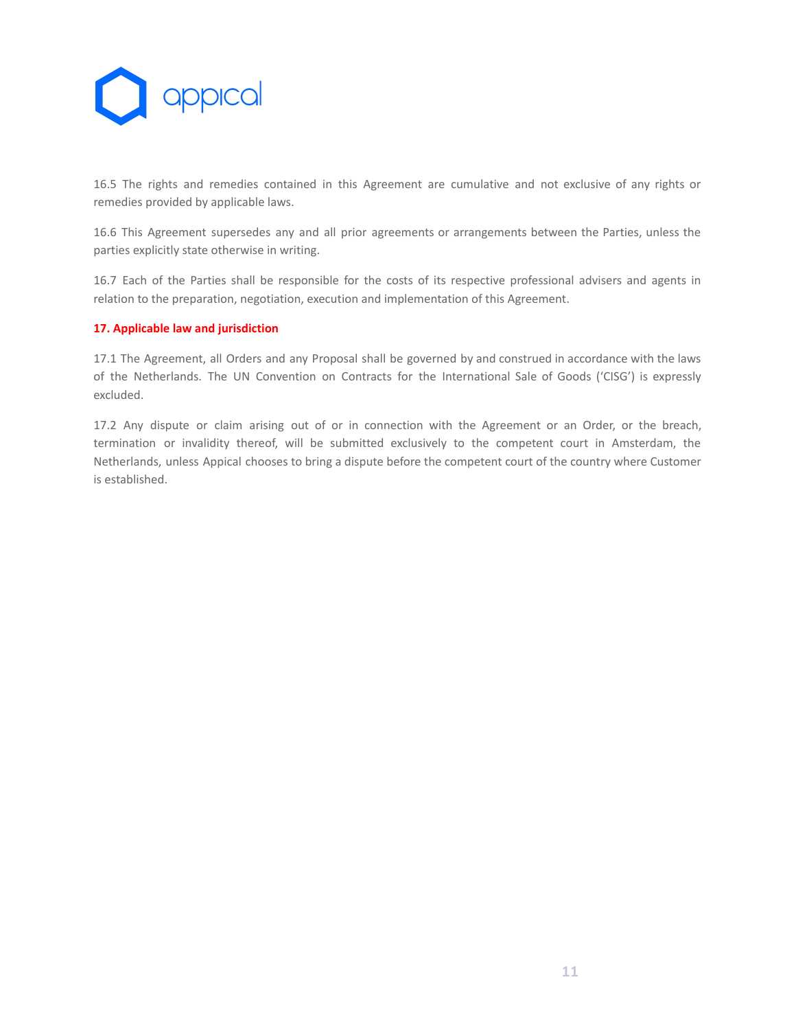16.5 The rights and remedies contained in this Agreement are cumulative and not exclusive of any rights or remedies provided by applicable laws.

16.6 This Agreement supersedes any and all prior agreements or arrangements between the Parties, unless the parties explicitly state otherwise in writing.

16.7 Each of the Parties shall be responsible for the costs of its respective professional advisers and agents in relation to the preparation, negotiation, execution and implementation of this Agreement.

## 17. Applicable law and jurisdiction

17.1 The Agreement, all Orders and any Proposal shall be governed by and construed in accordance with the laws of the Netherlands. The UN Convention on Contracts for the International Sale of Goods ('CISG') is expressly excluded.

17.2 Any dispute or claim arising out of or in connection with the Agreement or an Order, or the breach, termination or invalidity thereof, will be submitted exclusively to the competent court in Amsterdam, the Netherlands, unless Appical chooses to bring a dispute before the competent court of the country where Customer is established.